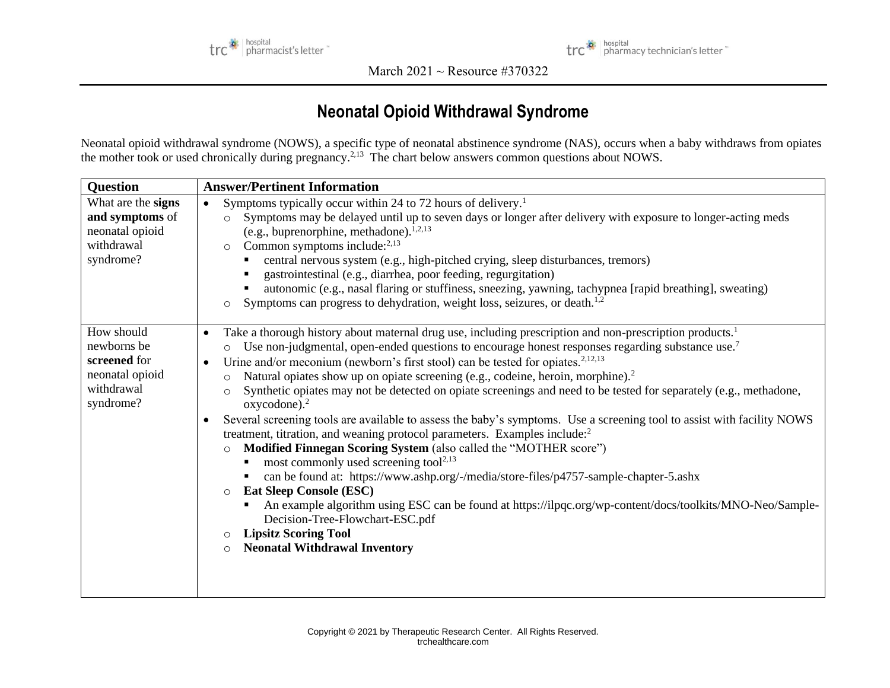March 2021 ~ Resource #370322

# Neonatal Opioid Withdrawal Syndrome

Neonatal opioid withdrawal syndrome (NOWS), a specific type of neonatal abstinence syndrome (NAS), occurs when a baby withdraws from opiates the mother took or used chronically during pregnancy.[2,13] The chart below answers common questions about NOWS.

| Question | Answer/Pertinent Information |
| --- | --- |
| What are the **signs and symptoms** of neonatal opioid withdrawal syndrome? | • Symptoms typically occur within 24 to 72 hours of delivery.[1]<br>  ○ Symptoms may be delayed until up to seven days or longer after delivery with exposure to longer-acting meds (e.g., buprenorphine, methadone).[1,2,13]<br>  ○ Common symptoms include:[2,13]<br>    ▪ central nervous system (e.g., high-pitched crying, sleep disturbances, tremors)<br>    ▪ gastrointestinal (e.g., diarrhea, poor feeding, regurgitation)<br>    ▪ autonomic (e.g., nasal flaring or stuffiness, sneezing, yawning, tachypnea [rapid breathing], sweating)<br>  ○ Symptoms can progress to dehydration, weight loss, seizures, or death.[1,2] |
| How should newborns be **screened** for neonatal opioid withdrawal syndrome? | • Take a thorough history about maternal drug use, including prescription and non-prescription products.[1]<br>  ○ Use non-judgmental, open-ended questions to encourage honest responses regarding substance use.[7]<br>• Urine and/or meconium (newborn's first stool) can be tested for opiates.[2,12,13]<br>  ○ Natural opiates show up on opiate screening (e.g., codeine, heroin, morphine).[2]<br>  ○ Synthetic opiates may not be detected on opiate screenings and need to be tested for separately (e.g., methadone, oxycodone).[2]<br>• Several screening tools are available to assess the baby's symptoms. Use a screening tool to assist with facility NOWS treatment, titration, and weaning protocol parameters. Examples include:[2]<br>  ○ **Modified Finnegan Scoring System** (also called the "MOTHER score")<br>    ▪ most commonly used screening tool[2,13]<br>    ▪ can be found at: https://www.ashp.org/-/media/store-files/p4757-sample-chapter-5.ashx<br>  ○ **Eat Sleep Console (ESC)**<br>    ▪ An example algorithm using ESC can be found at https://ilpqc.org/wp-content/docs/toolkits/MNO-Neo/Sample-Decision-Tree-Flowchart-ESC.pdf<br>  ○ **Lipsitz Scoring Tool**<br>  ○ **Neonatal Withdrawal Inventory** |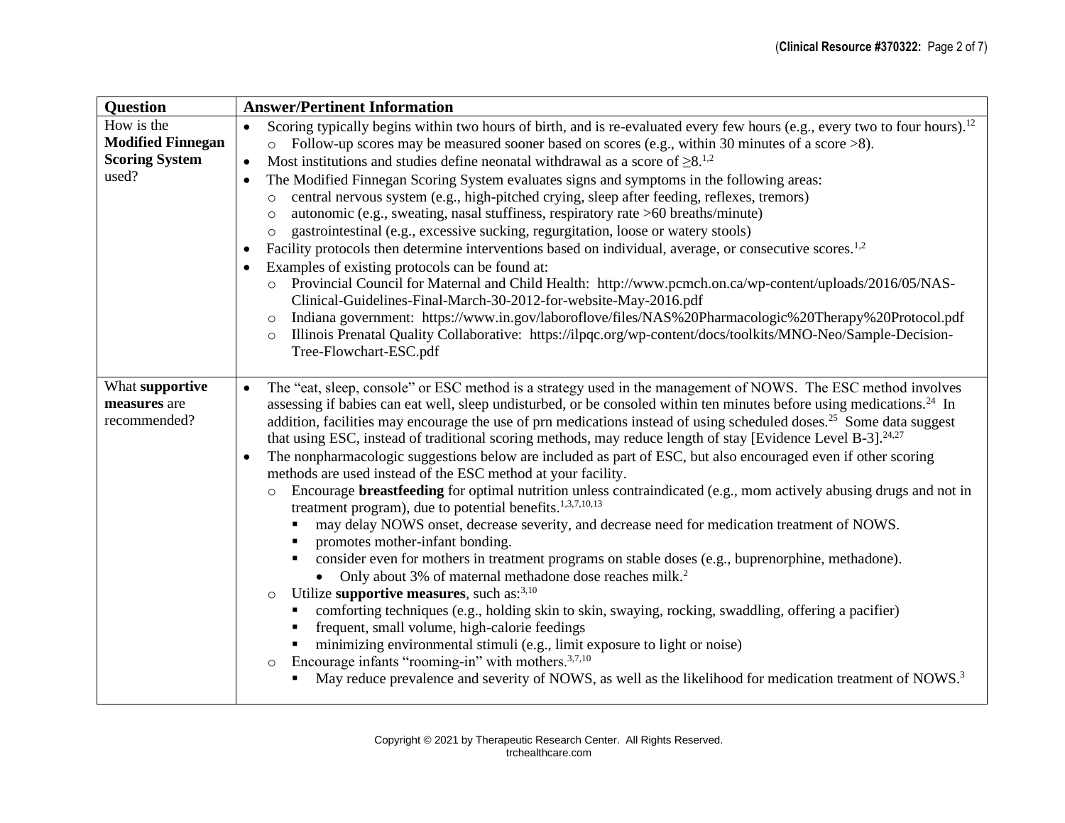| Question | Answer/Pertinent Information |
| --- | --- |
| How is the **Modified Finnegan Scoring System** used? | • Scoring typically begins within two hours of birth, and is re-evaluated every few hours (e.g., every two to four hours).[12]<br>&nbsp;&nbsp;&nbsp;&nbsp;○ Follow-up scores may be measured sooner based on scores (e.g., within 30 minutes of a score >8).<br>• Most institutions and studies define neonatal withdrawal as a score of ≥8.[1,2]<br>• The Modified Finnegan Scoring System evaluates signs and symptoms in the following areas:<br>&nbsp;&nbsp;&nbsp;&nbsp;○ central nervous system (e.g., high-pitched crying, sleep after feeding, reflexes, tremors)<br>&nbsp;&nbsp;&nbsp;&nbsp;○ autonomic (e.g., sweating, nasal stuffiness, respiratory rate >60 breaths/minute)<br>&nbsp;&nbsp;&nbsp;&nbsp;○ gastrointestinal (e.g., excessive sucking, regurgitation, loose or watery stools)<br>• Facility protocols then determine interventions based on individual, average, or consecutive scores.[1,2]<br>• Examples of existing protocols can be found at:<br>&nbsp;&nbsp;&nbsp;&nbsp;○ Provincial Council for Maternal and Child Health: http://www.pcmch.on.ca/wp-content/uploads/2016/05/NAS-Clinical-Guidelines-Final-March-30-2012-for-website-May-2016.pdf<br>&nbsp;&nbsp;&nbsp;&nbsp;○ Indiana government: https://www.in.gov/laboroflove/files/NAS%20Pharmacologic%20Therapy%20Protocol.pdf<br>&nbsp;&nbsp;&nbsp;&nbsp;○ Illinois Prenatal Quality Collaborative: https://ilpqc.org/wp-content/docs/toolkits/MNO-Neo/Sample-Decision-Tree-Flowchart-ESC.pdf |
| What **supportive measures** are recommended? | • The "eat, sleep, console" or ESC method is a strategy used in the management of NOWS. The ESC method involves assessing if babies can eat well, sleep undisturbed, or be consoled within ten minutes before using medications.[24] In addition, facilities may encourage the use of prn medications instead of using scheduled doses.[25] Some data suggest that using ESC, instead of traditional scoring methods, may reduce length of stay [Evidence Level B-3].[24,27]<br>• The nonpharmacologic suggestions below are included as part of ESC, but also encouraged even if other scoring methods are used instead of the ESC method at your facility.<br>&nbsp;&nbsp;&nbsp;&nbsp;○ Encourage **breastfeeding** for optimal nutrition unless contraindicated (e.g., mom actively abusing drugs and not in treatment program), due to potential benefits.[1,3,7,10,13]<br>&nbsp;&nbsp;&nbsp;&nbsp;&nbsp;&nbsp;&nbsp;&nbsp;▪ may delay NOWS onset, decrease severity, and decrease need for medication treatment of NOWS.<br>&nbsp;&nbsp;&nbsp;&nbsp;&nbsp;&nbsp;&nbsp;&nbsp;▪ promotes mother-infant bonding.<br>&nbsp;&nbsp;&nbsp;&nbsp;&nbsp;&nbsp;&nbsp;&nbsp;▪ consider even for mothers in treatment programs on stable doses (e.g., buprenorphine, methadone).<br>&nbsp;&nbsp;&nbsp;&nbsp;&nbsp;&nbsp;&nbsp;&nbsp;&nbsp;&nbsp;&nbsp;&nbsp;• Only about 3% of maternal methadone dose reaches milk.[2]<br>&nbsp;&nbsp;&nbsp;&nbsp;○ Utilize **supportive measures**, such as:[3,10]<br>&nbsp;&nbsp;&nbsp;&nbsp;&nbsp;&nbsp;&nbsp;&nbsp;▪ comforting techniques (e.g., holding skin to skin, swaying, rocking, swaddling, offering a pacifier)<br>&nbsp;&nbsp;&nbsp;&nbsp;&nbsp;&nbsp;&nbsp;&nbsp;▪ frequent, small volume, high-calorie feedings<br>&nbsp;&nbsp;&nbsp;&nbsp;&nbsp;&nbsp;&nbsp;&nbsp;▪ minimizing environmental stimuli (e.g., limit exposure to light or noise)<br>&nbsp;&nbsp;&nbsp;&nbsp;○ Encourage infants "rooming-in" with mothers.[3,7,10]<br>&nbsp;&nbsp;&nbsp;&nbsp;&nbsp;&nbsp;&nbsp;&nbsp;▪ May reduce prevalence and severity of NOWS, as well as the likelihood for medication treatment of NOWS.[3] |

Copyright © 2021 by Therapeutic Research Center. All Rights Reserved.
trchealthcare.com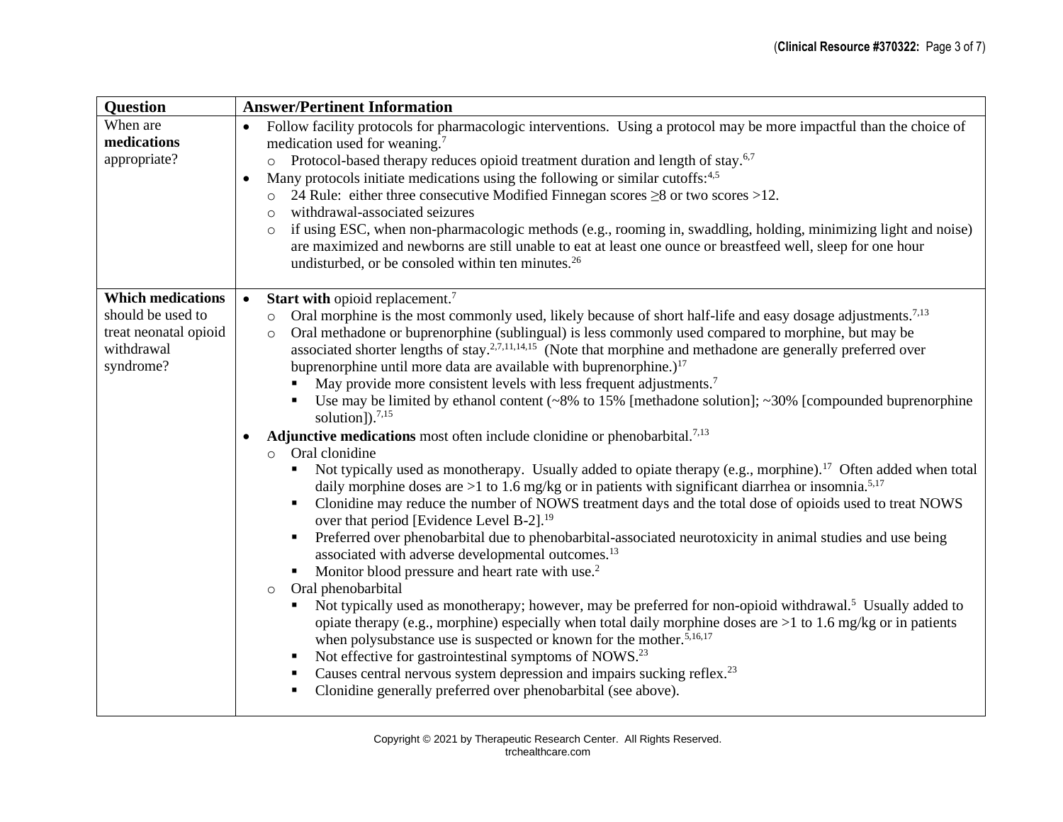| Question | Answer/Pertinent Information |
|---|---|
| When are **medications** appropriate? | • Follow facility protocols for pharmacologic interventions. Using a protocol may be more impactful than the choice of medication used for weaning.[7]<br>  ○ Protocol-based therapy reduces opioid treatment duration and length of stay.[6,7]<br>• Many protocols initiate medications using the following or similar cutoffs:[4,5]<br>  ○ 24 Rule: either three consecutive Modified Finnegan scores ≥8 or two scores >12.<br>  ○ withdrawal-associated seizures<br>  ○ if using ESC, when non-pharmacologic methods (e.g., rooming in, swaddling, holding, minimizing light and noise) are maximized and newborns are still unable to eat at least one ounce or breastfeed well, sleep for one hour undisturbed, or be consoled within ten minutes.[26] |
| **Which medications** should be used to treat neonatal opioid withdrawal syndrome? | • **Start with** opioid replacement.[7]<br>  ○ Oral morphine is the most commonly used, likely because of short half-life and easy dosage adjustments.[7,13]<br>  ○ Oral methadone or buprenorphine (sublingual) is less commonly used compared to morphine, but may be associated shorter lengths of stay.[2,7,11,14,15] (Note that morphine and methadone are generally preferred over buprenorphine until more data are available with buprenorphine.)[17]<br>    ▪ May provide more consistent levels with less frequent adjustments.[7]<br>    ▪ Use may be limited by ethanol content (~8% to 15% [methadone solution]; ~30% [compounded buprenorphine solution]).[7,15]<br>• **Adjunctive medications** most often include clonidine or phenobarbital.[7,13]<br>  ○ Oral clonidine<br>    ▪ Not typically used as monotherapy. Usually added to opiate therapy (e.g., morphine).[17] Often added when total daily morphine doses are >1 to 1.6 mg/kg or in patients with significant diarrhea or insomnia.[5,17]<br>    ▪ Clonidine may reduce the number of NOWS treatment days and the total dose of opioids used to treat NOWS over that period [Evidence Level B-2].[19]<br>    ▪ Preferred over phenobarbital due to phenobarbital-associated neurotoxicity in animal studies and use being associated with adverse developmental outcomes.[13]<br>    ▪ Monitor blood pressure and heart rate with use.[2]<br>  ○ Oral phenobarbital<br>    ▪ Not typically used as monotherapy; however, may be preferred for non-opioid withdrawal.[5] Usually added to opiate therapy (e.g., morphine) especially when total daily morphine doses are >1 to 1.6 mg/kg or in patients when polysubstance use is suspected or known for the mother.[5,16,17]<br>    ▪ Not effective for gastrointestinal symptoms of NOWS.[23]<br>    ▪ Causes central nervous system depression and impairs sucking reflex.[23]<br>    ▪ Clonidine generally preferred over phenobarbital (see above). |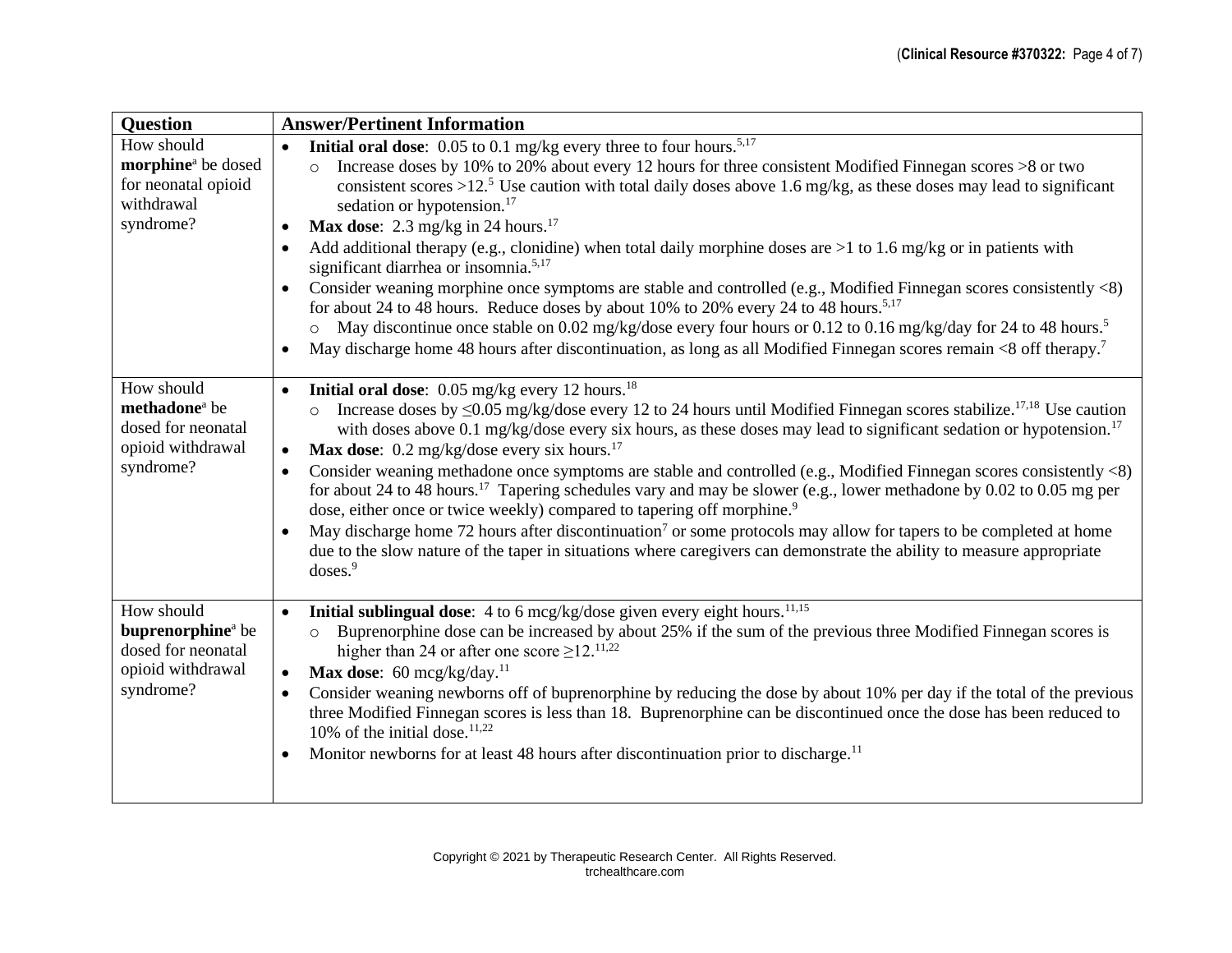| Question | Answer/Pertinent Information |
| --- | --- |
| How should **morphine**[a] be dosed for neonatal opioid withdrawal syndrome? | • **Initial oral dose**: 0.05 to 0.1 mg/kg every three to four hours.[5,17]<br>  ○ Increase doses by 10% to 20% about every 12 hours for three consistent Modified Finnegan scores >8 or two consistent scores >12.[5] Use caution with total daily doses above 1.6 mg/kg, as these doses may lead to significant sedation or hypotension.[17]<br>• **Max dose**: 2.3 mg/kg in 24 hours.[17]<br>• Add additional therapy (e.g., clonidine) when total daily morphine doses are >1 to 1.6 mg/kg or in patients with significant diarrhea or insomnia.[5,17]<br>• Consider weaning morphine once symptoms are stable and controlled (e.g., Modified Finnegan scores consistently <8) for about 24 to 48 hours. Reduce doses by about 10% to 20% every 24 to 48 hours.[5,17]<br>  ○ May discontinue once stable on 0.02 mg/kg/dose every four hours or 0.12 to 0.16 mg/kg/day for 24 to 48 hours.[5]<br>• May discharge home 48 hours after discontinuation, as long as all Modified Finnegan scores remain <8 off therapy.[7] |
| How should **methadone**[a] be dosed for neonatal opioid withdrawal syndrome? | • **Initial oral dose**: 0.05 mg/kg every 12 hours.[18]<br>  ○ Increase doses by ≤0.05 mg/kg/dose every 12 to 24 hours until Modified Finnegan scores stabilize.[17,18] Use caution with doses above 0.1 mg/kg/dose every six hours, as these doses may lead to significant sedation or hypotension.[17]<br>• **Max dose**: 0.2 mg/kg/dose every six hours.[17]<br>• Consider weaning methadone once symptoms are stable and controlled (e.g., Modified Finnegan scores consistently <8) for about 24 to 48 hours.[17] Tapering schedules vary and may be slower (e.g., lower methadone by 0.02 to 0.05 mg per dose, either once or twice weekly) compared to tapering off morphine.[9]<br>• May discharge home 72 hours after discontinuation[7] or some protocols may allow for tapers to be completed at home due to the slow nature of the taper in situations where caregivers can demonstrate the ability to measure appropriate doses.[9] |
| How should **buprenorphine**[a] be dosed for neonatal opioid withdrawal syndrome? | • **Initial sublingual dose**: 4 to 6 mcg/kg/dose given every eight hours.[11,15]<br>  ○ Buprenorphine dose can be increased by about 25% if the sum of the previous three Modified Finnegan scores is higher than 24 or after one score ≥12.[11,22]<br>• **Max dose**: 60 mcg/kg/day.[11]<br>• Consider weaning newborns off of buprenorphine by reducing the dose by about 10% per day if the total of the previous three Modified Finnegan scores is less than 18. Buprenorphine can be discontinued once the dose has been reduced to 10% of the initial dose.[11,22]<br>• Monitor newborns for at least 48 hours after discontinuation prior to discharge.[11] |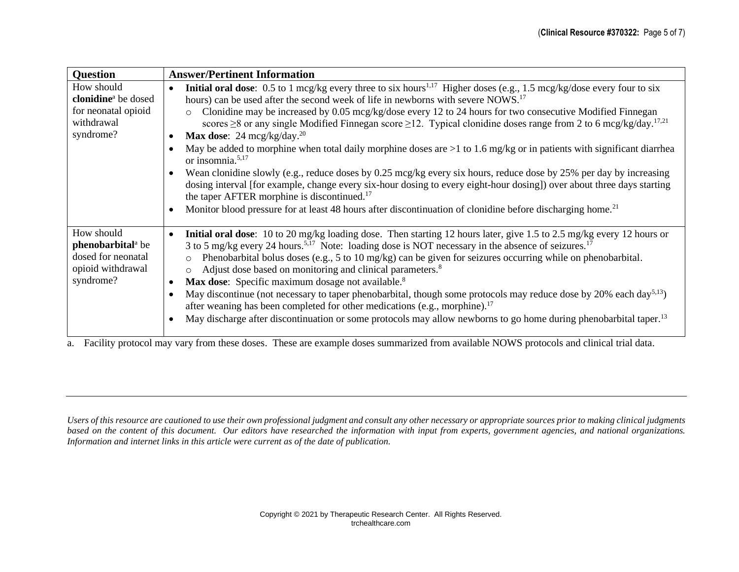| Question | Answer/Pertinent Information |
|---|---|
| How should **clonidine**[a] be dosed for neonatal opioid withdrawal syndrome? | • **Initial oral dose**: 0.5 to 1 mcg/kg every three to six hours[1,17] Higher doses (e.g., 1.5 mcg/kg/dose every four to six hours) can be used after the second week of life in newborns with severe NOWS.[17]<br>  ○ Clonidine may be increased by 0.05 mcg/kg/dose every 12 to 24 hours for two consecutive Modified Finnegan scores ≥8 or any single Modified Finnegan score ≥12. Typical clonidine doses range from 2 to 6 mcg/kg/day.[17,21]<br>• **Max dose**: 24 mcg/kg/day.[20]<br>• May be added to morphine when total daily morphine doses are >1 to 1.6 mg/kg or in patients with significant diarrhea or insomnia.[5,17]<br>• Wean clonidine slowly (e.g., reduce doses by 0.25 mcg/kg every six hours, reduce dose by 25% per day by increasing dosing interval [for example, change every six-hour dosing to every eight-hour dosing]) over about three days starting the taper AFTER morphine is discontinued.[17]<br>• Monitor blood pressure for at least 48 hours after discontinuation of clonidine before discharging home.[21] |
| How should **phenobarbital**[a] be dosed for neonatal opioid withdrawal syndrome? | • **Initial oral dose**: 10 to 20 mg/kg loading dose. Then starting 12 hours later, give 1.5 to 2.5 mg/kg every 12 hours or 3 to 5 mg/kg every 24 hours.[5,17] Note: loading dose is NOT necessary in the absence of seizures.[17]<br>  ○ Phenobarbital bolus doses (e.g., 5 to 10 mg/kg) can be given for seizures occurring while on phenobarbital.<br>  ○ Adjust dose based on monitoring and clinical parameters.[8]<br>• **Max dose**: Specific maximum dosage not available.[8]<br>• May discontinue (not necessary to taper phenobarbital, though some protocols may reduce dose by 20% each day[5,13]) after weaning has been completed for other medications (e.g., morphine).[17]<br>• May discharge after discontinuation or some protocols may allow newborns to go home during phenobarbital taper.[13] |

a. Facility protocol may vary from these doses. These are example doses summarized from available NOWS protocols and clinical trial data.

*Users of this resource are cautioned to use their own professional judgment and consult any other necessary or appropriate sources prior to making clinical judgments based on the content of this document. Our editors have researched the information with input from experts, government agencies, and national organizations. Information and internet links in this article were current as of the date of publication.*

Copyright © 2021 by Therapeutic Research Center. All Rights Reserved.
trchealthcare.com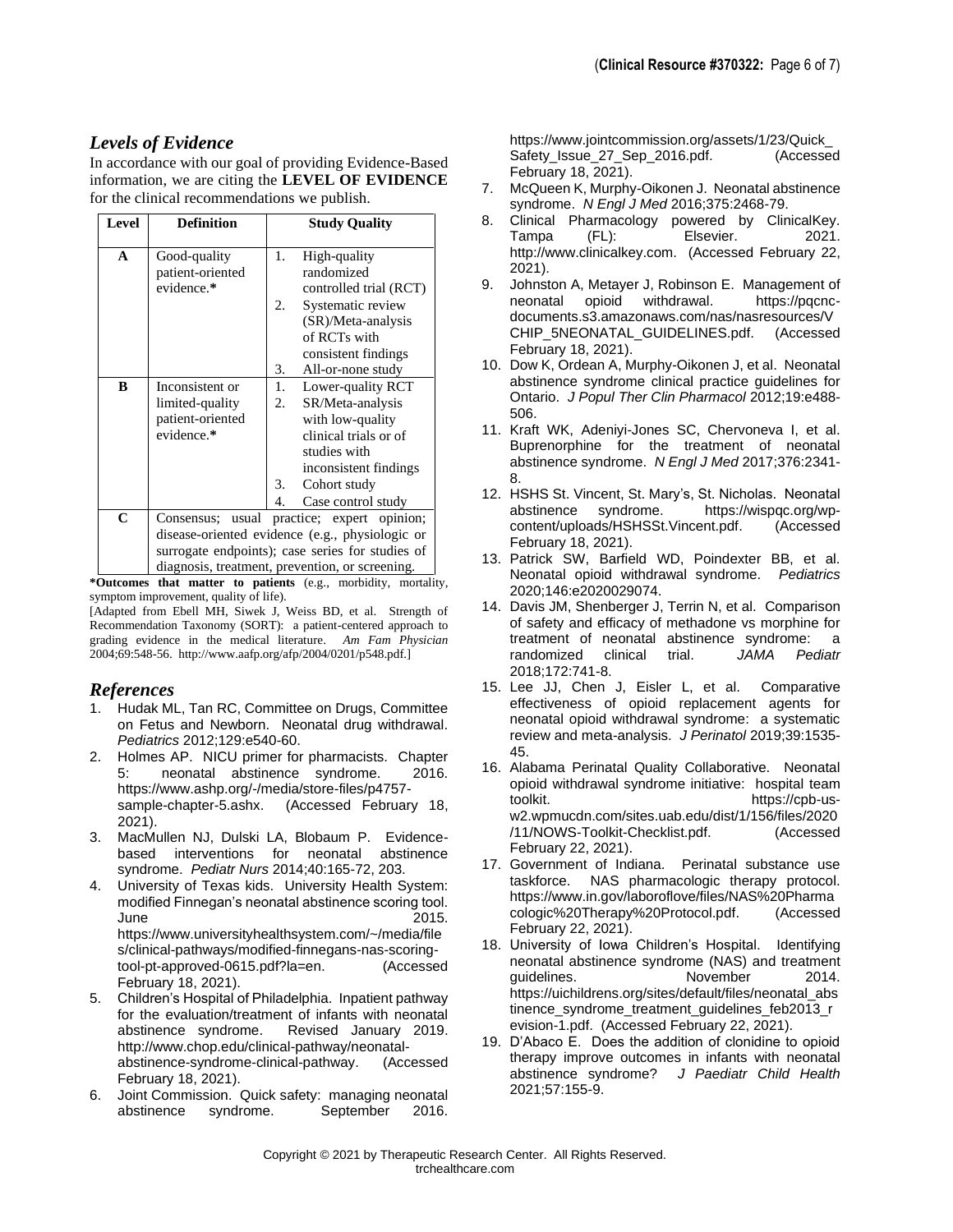## *Levels of Evidence*

In accordance with our goal of providing Evidence-Based information, we are citing the **LEVEL OF EVIDENCE** for the clinical recommendations we publish.

| Level | Definition | Study Quality |
|---|---|---|
| **A** | Good-quality patient-oriented evidence.* | 1. High-quality randomized controlled trial (RCT)<br>2. Systematic review (SR)/Meta-analysis of RCTs with consistent findings<br>3. All-or-none study |
| **B** | Inconsistent or limited-quality patient-oriented evidence.* | 1. Lower-quality RCT<br>2. SR/Meta-analysis with low-quality clinical trials or of studies with inconsistent findings<br>3. Cohort study<br>4. Case control study |
| **C** | Consensus; usual practice; expert opinion; disease-oriented evidence (e.g., physiologic or surrogate endpoints); case series for studies of diagnosis, treatment, prevention, or screening. | |

***Outcomes that matter to patients** (e.g., morbidity, mortality, symptom improvement, quality of life).

[Adapted from Ebell MH, Siwek J, Weiss BD, et al. Strength of Recommendation Taxonomy (SORT): a patient-centered approach to grading evidence in the medical literature. *Am Fam Physician* 2004;69:548-56. http://www.aafp.org/afp/2004/0201/p548.pdf.]

## *References*

1. Hudak ML, Tan RC, Committee on Drugs, Committee on Fetus and Newborn. Neonatal drug withdrawal. *Pediatrics* 2012;129:e540-60.
2. Holmes AP. NICU primer for pharmacists. Chapter 5: neonatal abstinence syndrome. 2016. https://www.ashp.org/-/media/store-files/p4757-sample-chapter-5.ashx. (Accessed February 18, 2021).
3. MacMullen NJ, Dulski LA, Blobaum P. Evidence-based interventions for neonatal abstinence syndrome. *Pediatr Nurs* 2014;40:165-72, 203.
4. University of Texas kids. University Health System: modified Finnegan's neonatal abstinence scoring tool. June 2015. https://www.universityhealthsystem.com/~/media/files/clinical-pathways/modified-finnegans-nas-scoring-tool-pt-approved-0615.pdf?la=en. (Accessed February 18, 2021).
5. Children's Hospital of Philadelphia. Inpatient pathway for the evaluation/treatment of infants with neonatal abstinence syndrome. Revised January 2019. http://www.chop.edu/clinical-pathway/neonatal-abstinence-syndrome-clinical-pathway. (Accessed February 18, 2021).
6. Joint Commission. Quick safety: managing neonatal abstinence syndrome. September 2016. https://www.jointcommission.org/assets/1/23/Quick_Safety_Issue_27_Sep_2016.pdf. (Accessed February 18, 2021).
7. McQueen K, Murphy-Oikonen J. Neonatal abstinence syndrome. *N Engl J Med* 2016;375:2468-79.
8. Clinical Pharmacology powered by ClinicalKey. Tampa (FL): Elsevier. 2021. http://www.clinicalkey.com. (Accessed February 22, 2021).
9. Johnston A, Metayer J, Robinson E. Management of neonatal opioid withdrawal. https://pqcnc-documents.s3.amazonaws.com/nas/nasresources/VCHIP_5NEONATAL_GUIDELINES.pdf. (Accessed February 18, 2021).
10. Dow K, Ordean A, Murphy-Oikonen J, et al. Neonatal abstinence syndrome clinical practice guidelines for Ontario. *J Popul Ther Clin Pharmacol* 2012;19:e488-506.
11. Kraft WK, Adeniyi-Jones SC, Chervoneva I, et al. Buprenorphine for the treatment of neonatal abstinence syndrome. *N Engl J Med* 2017;376:2341-8.
12. HSHS St. Vincent, St. Mary's, St. Nicholas. Neonatal abstinence syndrome. https://wispqc.org/wp-content/uploads/HSHSSt.Vincent.pdf. (Accessed February 18, 2021).
13. Patrick SW, Barfield WD, Poindexter BB, et al. Neonatal opioid withdrawal syndrome. *Pediatrics* 2020;146:e2020029074.
14. Davis JM, Shenberger J, Terrin N, et al. Comparison of safety and efficacy of methadone vs morphine for treatment of neonatal abstinence syndrome: a randomized clinical trial. *JAMA Pediatr* 2018;172:741-8.
15. Lee JJ, Chen J, Eisler L, et al. Comparative effectiveness of opioid replacement agents for neonatal opioid withdrawal syndrome: a systematic review and meta-analysis. *J Perinatol* 2019;39:1535-45.
16. Alabama Perinatal Quality Collaborative. Neonatal opioid withdrawal syndrome initiative: hospital team toolkit. https://cpb-us-w2.wpmucdn.com/sites.uab.edu/dist/1/156/files/2020/11/NOWS-Toolkit-Checklist.pdf. (Accessed February 22, 2021).
17. Government of Indiana. Perinatal substance use taskforce. NAS pharmacologic therapy protocol. https://www.in.gov/laboroflove/files/NAS%20Pharmacologic%20Therapy%20Protocol.pdf. (Accessed February 22, 2021).
18. University of Iowa Children's Hospital. Identifying neonatal abstinence syndrome (NAS) and treatment guidelines. November 2014. https://uichildrens.org/sites/default/files/neonatal_abstinence_syndrome_treatment_guidelines_feb2013_revision-1.pdf. (Accessed February 22, 2021).
19. D'Abaco E. Does the addition of clonidine to opioid therapy improve outcomes in infants with neonatal abstinence syndrome? *J Paediatr Child Health* 2021;57:155-9.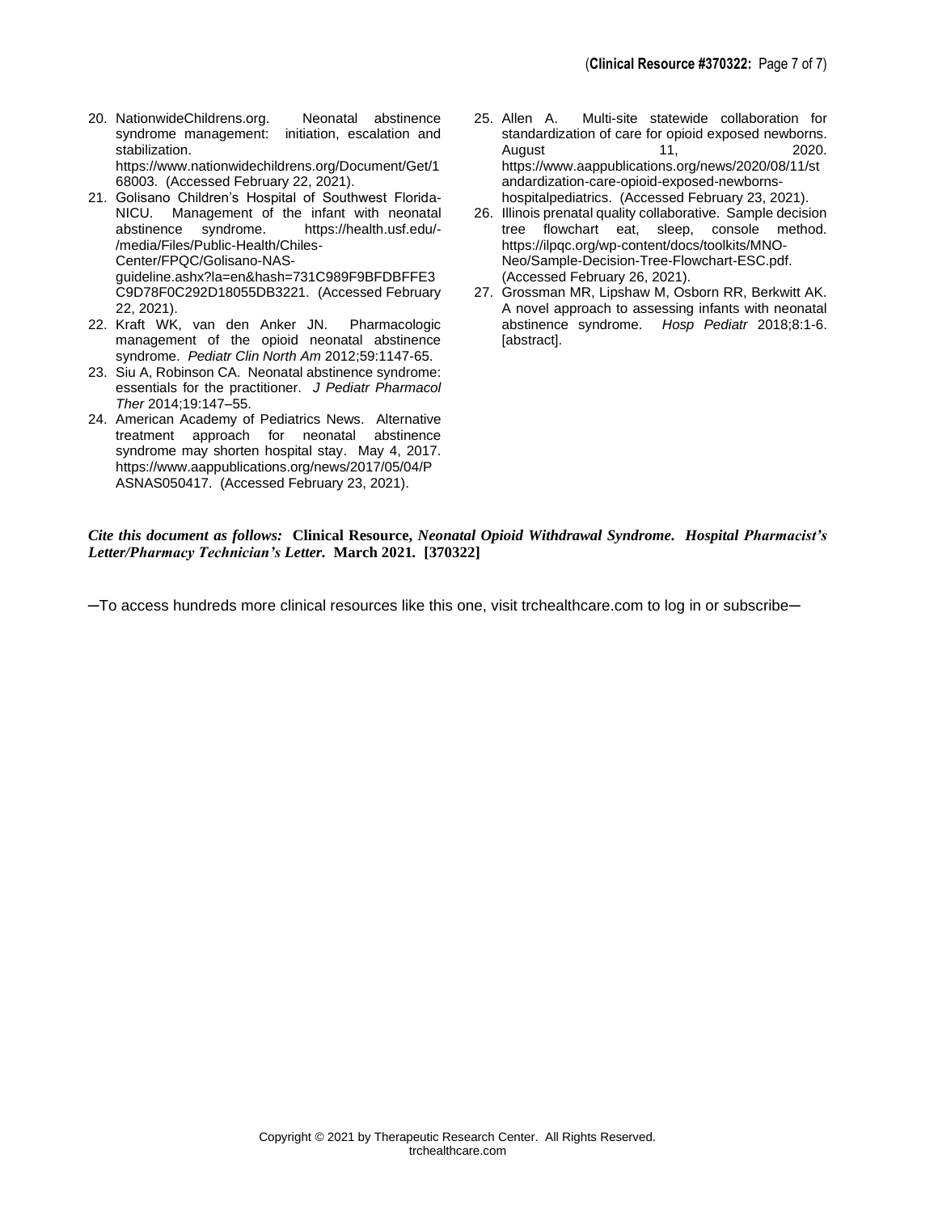20. NationwideChildrens.org. Neonatal abstinence syndrome management: initiation, escalation and stabilization. https://www.nationwidechildrens.org/Document/Get/168003. (Accessed February 22, 2021).
21. Golisano Children's Hospital of Southwest Florida-NICU. Management of the infant with neonatal abstinence syndrome. https://health.usf.edu/-/media/Files/Public-Health/Chiles-Center/FPQC/Golisano-NAS-guideline.ashx?la=en&hash=731C989F9BFDBFFE3C9D78F0C292D18055DB3221. (Accessed February 22, 2021).
22. Kraft WK, van den Anker JN. Pharmacologic management of the opioid neonatal abstinence syndrome. *Pediatr Clin North Am* 2012;59:1147-65.
23. Siu A, Robinson CA. Neonatal abstinence syndrome: essentials for the practitioner. *J Pediatr Pharmacol Ther* 2014;19:147–55.
24. American Academy of Pediatrics News. Alternative treatment approach for neonatal abstinence syndrome may shorten hospital stay. May 4, 2017. https://www.aappublications.org/news/2017/05/04/PASNAS050417. (Accessed February 23, 2021).
25. Allen A. Multi-site statewide collaboration for standardization of care for opioid exposed newborns. August 11, 2020. https://www.aappublications.org/news/2020/08/11/standardization-care-opioid-exposed-newborns-hospitalpediatrics. (Accessed February 23, 2021).
26. Illinois prenatal quality collaborative. Sample decision tree flowchart eat, sleep, console method. https://ilpqc.org/wp-content/docs/toolkits/MNO-Neo/Sample-Decision-Tree-Flowchart-ESC.pdf. (Accessed February 26, 2021).
27. Grossman MR, Lipshaw M, Osborn RR, Berkwitt AK. A novel approach to assessing infants with neonatal abstinence syndrome. *Hosp Pediatr* 2018;8:1-6. [abstract].

***Cite this document as follows:*** **Clinical Resource,** ***Neonatal Opioid Withdrawal Syndrome. Hospital Pharmacist's Letter/Pharmacy Technician's Letter.*** **March 2021. [370322]**

─To access hundreds more clinical resources like this one, visit trchealthcare.com to log in or subscribe─

Copyright © 2021 by Therapeutic Research Center. All Rights Reserved.
trchealthcare.com